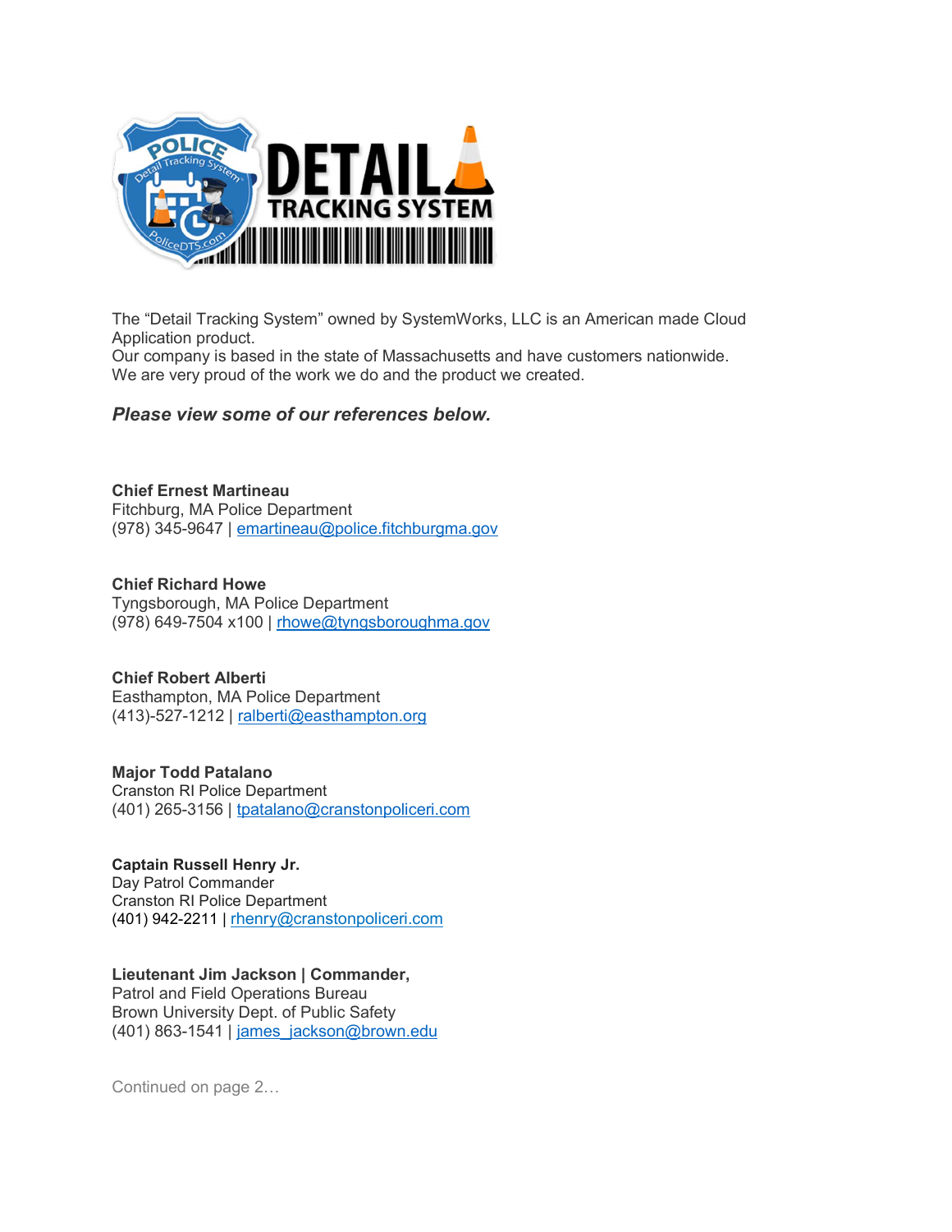The “Detail Tracking System” owned by SystemWorks, LLC is an American made Cloud Application product.
Our company is based in the state of Massachusetts and have customers nationwide.
We are very proud of the work we do and the product we created.

***Please view some of our references below.***

**Chief Ernest Martineau**
Fitchburg, MA Police Department
(978) 345-9647 | emartineau@police.fitchburgma.gov

**Chief Richard Howe**
Tyngsborough, MA Police Department
(978) 649-7504 x100 | rhowe@tyngsboroughma.gov

**Chief Robert Alberti**
Easthampton, MA Police Department
(413)-527-1212 | ralberti@easthampton.org

**Major Todd Patalano**
Cranston RI Police Department
(401) 265-3156 | tpatalano@cranstonpoliceri.com

**Captain Russell Henry Jr.**
Day Patrol Commander
Cranston RI Police Department
(401) 942-2211 | rhenry@cranstonpoliceri.com

**Lieutenant Jim Jackson | Commander,**
Patrol and Field Operations Bureau
Brown University Dept. of Public Safety
(401) 863-1541 | james_jackson@brown.edu

Continued on page 2…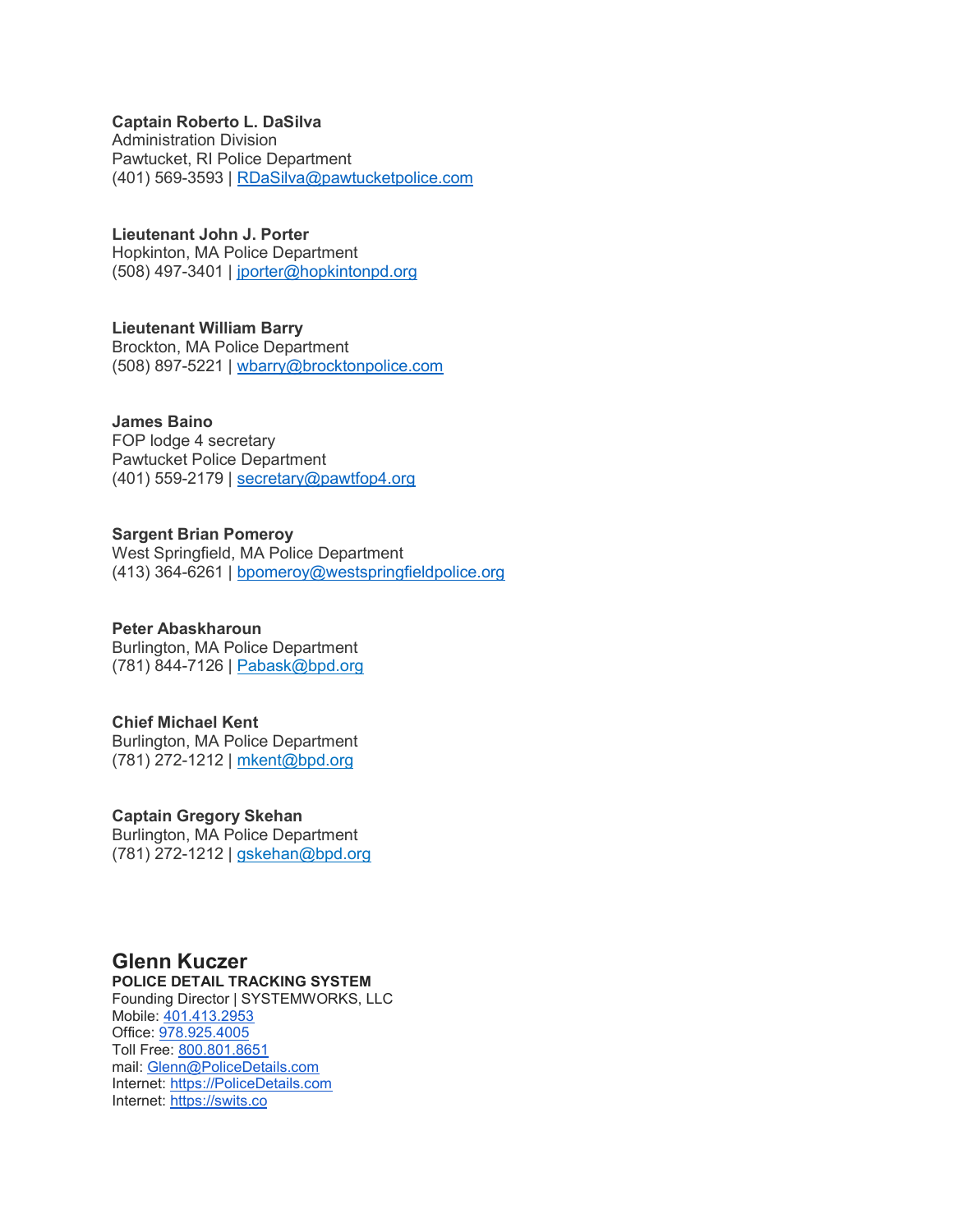**Captain Roberto L. DaSilva**
Administration Division
Pawtucket, RI Police Department
(401) 569-3593 | RDaSilva@pawtucketpolice.com

**Lieutenant John J. Porter**
Hopkinton, MA Police Department
(508) 497-3401 | jporter@hopkintonpd.org

**Lieutenant William Barry**
Brockton, MA Police Department
(508) 897-5221 | wbarry@brocktonpolice.com

**James Baino**
FOP lodge 4 secretary
Pawtucket Police Department
(401) 559-2179 | secretary@pawtfop4.org

**Sargent Brian Pomeroy**
West Springfield, MA Police Department
(413) 364-6261 | bpomeroy@westspringfieldpolice.org

**Peter Abaskharoun**
Burlington, MA Police Department
(781) 844-7126 | Pabask@bpd.org

**Chief Michael Kent**
Burlington, MA Police Department
(781) 272-1212 | mkent@bpd.org

**Captain Gregory Skehan**
Burlington, MA Police Department
(781) 272-1212 | gskehan@bpd.org

## Glenn Kuczer

**POLICE DETAIL TRACKING SYSTEM**
Founding Director | SYSTEMWORKS, LLC
Mobile: 401.413.2953
Office: 978.925.4005
Toll Free: 800.801.8651
mail: Glenn@PoliceDetails.com
Internet: https://PoliceDetails.com
Internet: https://swits.co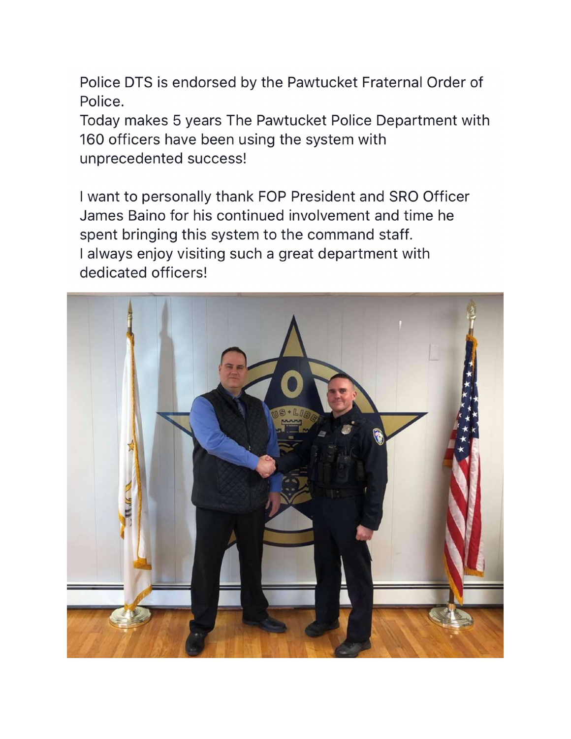Police DTS is endorsed by the Pawtucket Fraternal Order of Police.
Today makes 5 years The Pawtucket Police Department with 160 officers have been using the system with unprecedented success!

I want to personally thank FOP President and SRO Officer James Baino for his continued involvement and time he spent bringing this system to the command staff.
I always enjoy visiting such a great department with dedicated officers!